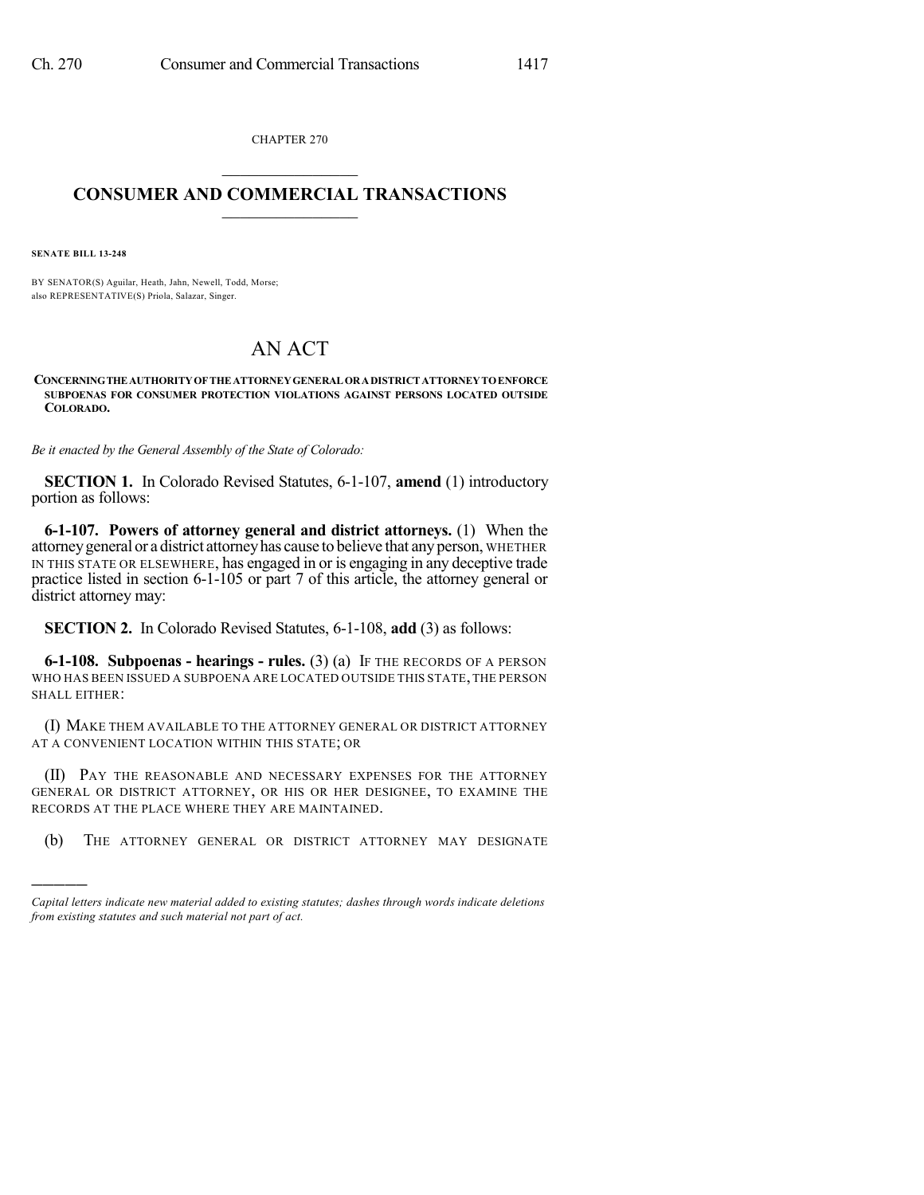CHAPTER 270

# CONSUMER AND COMMERCIAL TRANSACTIONS

**SENATE BILL 13-248**

BY SENATOR(S) Aguilar, Heath, Jahn, Newell, Todd, Morse;
also REPRESENTATIVE(S) Priola, Salazar, Singer.

# AN ACT

**CONCERNING THE AUTHORITY OF THE ATTORNEY GENERAL OR A DISTRICT ATTORNEY TO ENFORCE SUBPOENAS FOR CONSUMER PROTECTION VIOLATIONS AGAINST PERSONS LOCATED OUTSIDE COLORADO.**

*Be it enacted by the General Assembly of the State of Colorado:*

**SECTION 1.** In Colorado Revised Statutes, 6-1-107, **amend** (1) introductory portion as follows:

**6-1-107. Powers of attorney general and district attorneys.** (1) When the attorney general or a district attorney has cause to believe that any person, WHETHER IN THIS STATE OR ELSEWHERE, has engaged in or is engaging in any deceptive trade practice listed in section 6-1-105 or part 7 of this article, the attorney general or district attorney may:

**SECTION 2.** In Colorado Revised Statutes, 6-1-108, **add** (3) as follows:

**6-1-108. Subpoenas - hearings - rules.** (3) (a) IF THE RECORDS OF A PERSON WHO HAS BEEN ISSUED A SUBPOENA ARE LOCATED OUTSIDE THIS STATE, THE PERSON SHALL EITHER:

(I) MAKE THEM AVAILABLE TO THE ATTORNEY GENERAL OR DISTRICT ATTORNEY AT A CONVENIENT LOCATION WITHIN THIS STATE; OR

(II) PAY THE REASONABLE AND NECESSARY EXPENSES FOR THE ATTORNEY GENERAL OR DISTRICT ATTORNEY, OR HIS OR HER DESIGNEE, TO EXAMINE THE RECORDS AT THE PLACE WHERE THEY ARE MAINTAINED.

(b) THE ATTORNEY GENERAL OR DISTRICT ATTORNEY MAY DESIGNATE

*Capital letters indicate new material added to existing statutes; dashes through words indicate deletions from existing statutes and such material not part of act.*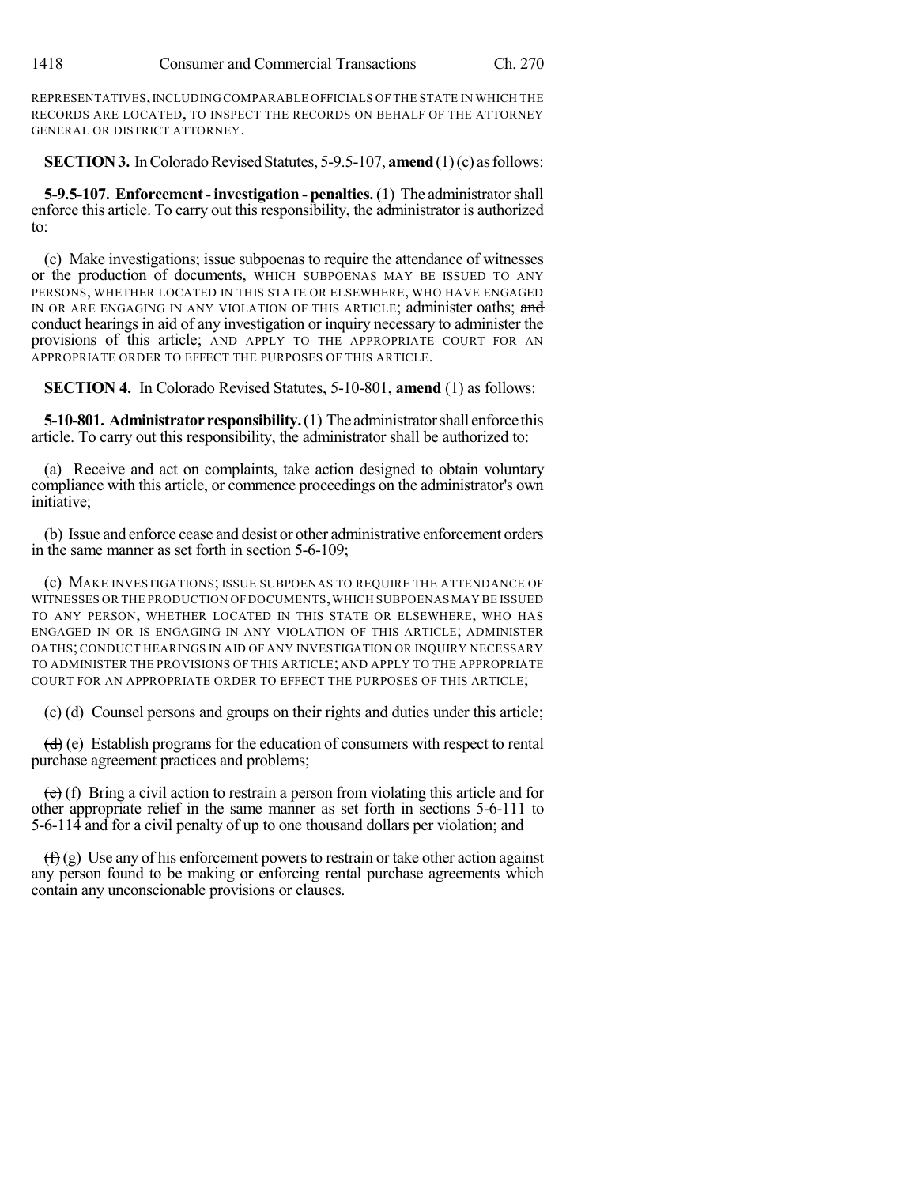REPRESENTATIVES, INCLUDING COMPARABLE OFFICIALS OF THE STATE IN WHICH THE RECORDS ARE LOCATED, TO INSPECT THE RECORDS ON BEHALF OF THE ATTORNEY GENERAL OR DISTRICT ATTORNEY.

**SECTION 3.** In Colorado Revised Statutes, 5-9.5-107, **amend** (1) (c) as follows:

**5-9.5-107. Enforcement - investigation - penalties.** (1) The administrator shall enforce this article. To carry out this responsibility, the administrator is authorized to:

(c) Make investigations; issue subpoenas to require the attendance of witnesses or the production of documents, WHICH SUBPOENAS MAY BE ISSUED TO ANY PERSONS, WHETHER LOCATED IN THIS STATE OR ELSEWHERE, WHO HAVE ENGAGED IN OR ARE ENGAGING IN ANY VIOLATION OF THIS ARTICLE; administer oaths; ~~and~~ conduct hearings in aid of any investigation or inquiry necessary to administer the provisions of this article; AND APPLY TO THE APPROPRIATE COURT FOR AN APPROPRIATE ORDER TO EFFECT THE PURPOSES OF THIS ARTICLE.

**SECTION 4.** In Colorado Revised Statutes, 5-10-801, **amend** (1) as follows:

**5-10-801. Administrator responsibility.** (1) The administrator shall enforce this article. To carry out this responsibility, the administrator shall be authorized to:

(a) Receive and act on complaints, take action designed to obtain voluntary compliance with this article, or commence proceedings on the administrator's own initiative;

(b) Issue and enforce cease and desist or other administrative enforcement orders in the same manner as set forth in section 5-6-109;

(c) MAKE INVESTIGATIONS; ISSUE SUBPOENAS TO REQUIRE THE ATTENDANCE OF WITNESSES OR THE PRODUCTION OF DOCUMENTS, WHICH SUBPOENAS MAY BE ISSUED TO ANY PERSON, WHETHER LOCATED IN THIS STATE OR ELSEWHERE, WHO HAS ENGAGED IN OR IS ENGAGING IN ANY VIOLATION OF THIS ARTICLE; ADMINISTER OATHS; CONDUCT HEARINGS IN AID OF ANY INVESTIGATION OR INQUIRY NECESSARY TO ADMINISTER THE PROVISIONS OF THIS ARTICLE; AND APPLY TO THE APPROPRIATE COURT FOR AN APPROPRIATE ORDER TO EFFECT THE PURPOSES OF THIS ARTICLE;

~~(c)~~ (d) Counsel persons and groups on their rights and duties under this article;

~~(d)~~ (e) Establish programs for the education of consumers with respect to rental purchase agreement practices and problems;

~~(e)~~ (f) Bring a civil action to restrain a person from violating this article and for other appropriate relief in the same manner as set forth in sections 5-6-111 to 5-6-114 and for a civil penalty of up to one thousand dollars per violation; and

~~(f)~~ (g) Use any of his enforcement powers to restrain or take other action against any person found to be making or enforcing rental purchase agreements which contain any unconscionable provisions or clauses.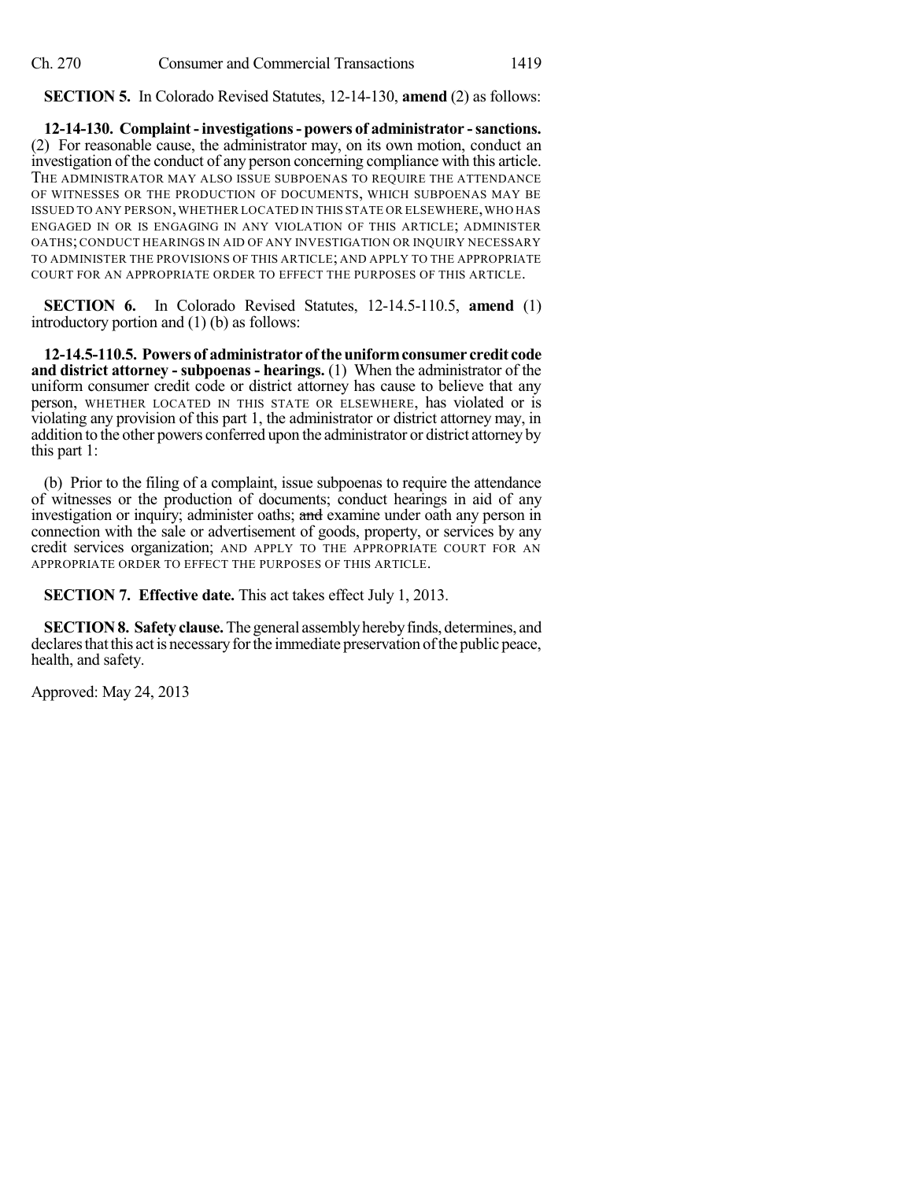**SECTION 5.** In Colorado Revised Statutes, 12-14-130, **amend** (2) as follows:

**12-14-130. Complaint - investigations - powers of administrator - sanctions.** (2) For reasonable cause, the administrator may, on its own motion, conduct an investigation of the conduct of any person concerning compliance with this article. THE ADMINISTRATOR MAY ALSO ISSUE SUBPOENAS TO REQUIRE THE ATTENDANCE OF WITNESSES OR THE PRODUCTION OF DOCUMENTS, WHICH SUBPOENAS MAY BE ISSUED TO ANY PERSON, WHETHER LOCATED IN THIS STATE OR ELSEWHERE, WHO HAS ENGAGED IN OR IS ENGAGING IN ANY VIOLATION OF THIS ARTICLE; ADMINISTER OATHS; CONDUCT HEARINGS IN AID OF ANY INVESTIGATION OR INQUIRY NECESSARY TO ADMINISTER THE PROVISIONS OF THIS ARTICLE; AND APPLY TO THE APPROPRIATE COURT FOR AN APPROPRIATE ORDER TO EFFECT THE PURPOSES OF THIS ARTICLE.

**SECTION 6.** In Colorado Revised Statutes, 12-14.5-110.5, **amend** (1) introductory portion and (1) (b) as follows:

**12-14.5-110.5. Powers of administrator of the uniform consumer credit code and district attorney - subpoenas - hearings.** (1) When the administrator of the uniform consumer credit code or district attorney has cause to believe that any person, WHETHER LOCATED IN THIS STATE OR ELSEWHERE, has violated or is violating any provision of this part 1, the administrator or district attorney may, in addition to the other powers conferred upon the administrator or district attorney by this part 1:

(b) Prior to the filing of a complaint, issue subpoenas to require the attendance of witnesses or the production of documents; conduct hearings in aid of any investigation or inquiry; administer oaths; ~~and~~ examine under oath any person in connection with the sale or advertisement of goods, property, or services by any credit services organization; AND APPLY TO THE APPROPRIATE COURT FOR AN APPROPRIATE ORDER TO EFFECT THE PURPOSES OF THIS ARTICLE.

**SECTION 7. Effective date.** This act takes effect July 1, 2013.

**SECTION 8. Safety clause.** The general assembly hereby finds, determines, and declares that this act is necessary for the immediate preservation of the public peace, health, and safety.

Approved: May 24, 2013